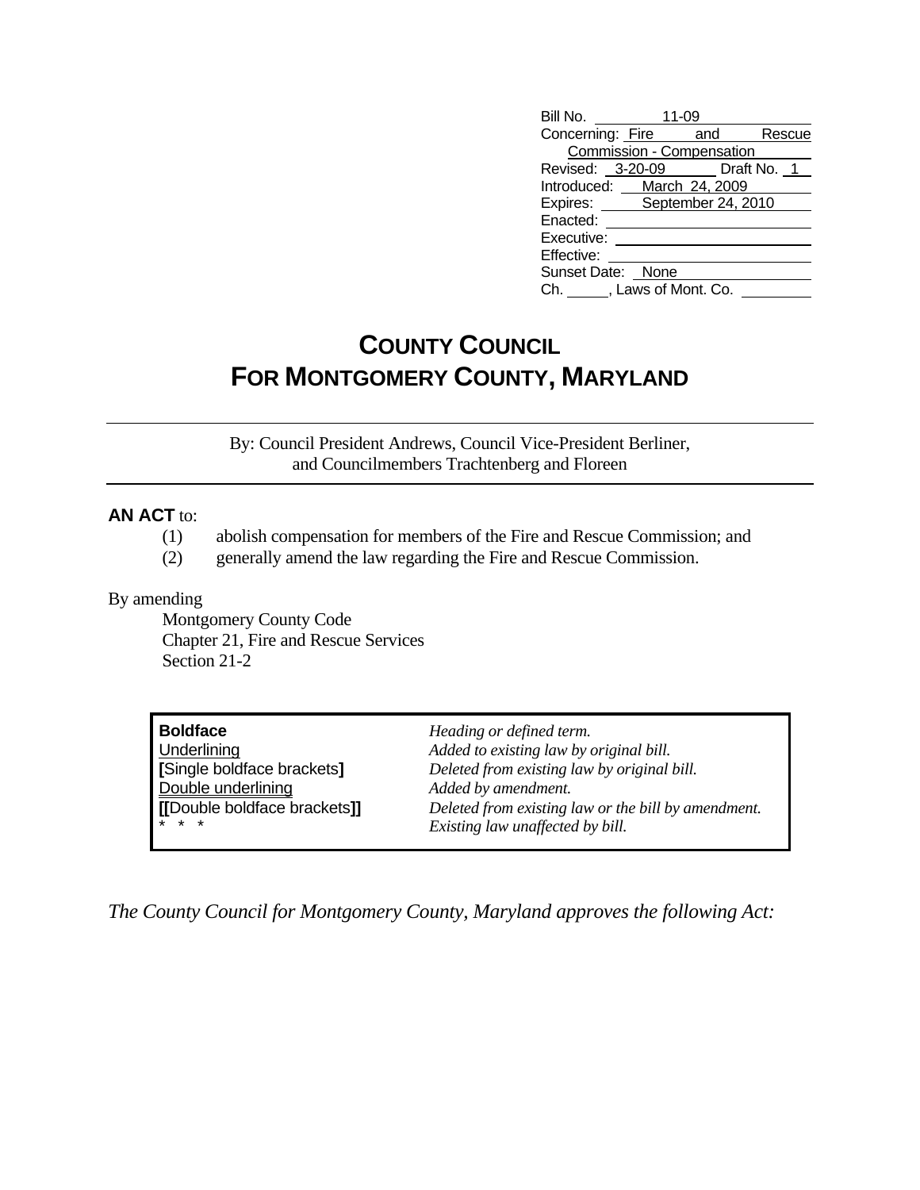| | |
|---|---|
| Bill No. | 11-09 |
| Concerning: | Fire and Rescue Commission - Compensation |
| Revised: 3-20-09 | Draft No. 1 |
| Introduced: | March 24, 2009 |
| Expires: | September 24, 2010 |
| Enacted: | |
| Executive: | |
| Effective: | |
| Sunset Date: | None |
| Ch. ___, Laws of Mont. Co. | |

# COUNTY COUNCIL
# FOR MONTGOMERY COUNTY, MARYLAND

By: Council President Andrews, Council Vice-President Berliner, and Councilmembers Trachtenberg and Floreen

**AN ACT** to:

(1) abolish compensation for members of the Fire and Rescue Commission; and

(2) generally amend the law regarding the Fire and Rescue Commission.

By amending

Montgomery County Code
Chapter 21, Fire and Rescue Services
Section 21-2

| | |
|---|---|
| **Boldface** | *Heading or defined term.* |
| Underlining | *Added to existing law by original bill.* |
| **[**Single boldface brackets**]** | *Deleted from existing law by original bill.* |
| Double underlining | *Added by amendment.* |
| **[[**Double boldface brackets**]]** | *Deleted from existing law or the bill by amendment.* |
| * * * | *Existing law unaffected by bill.* |

*The County Council for Montgomery County, Maryland approves the following Act:*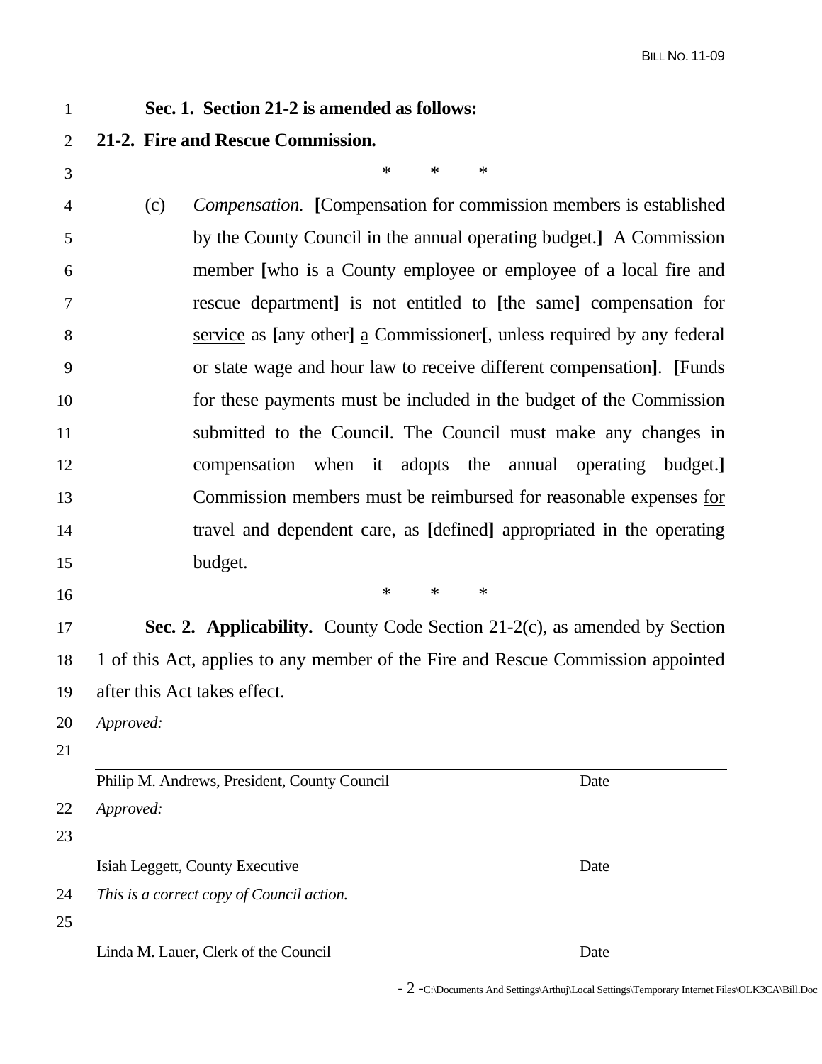**Sec. 1. Section 21-2 is amended as follows:**

**21-2. Fire and Rescue Commission.**

\* \* \*

(c) *Compensation.* **[**Compensation for commission members is established by the County Council in the annual operating budget.**]** A Commission member **[**who is a County employee or employee of a local fire and rescue department**]** is <u>not</u> entitled to **[**the same**]** compensation <u>for service</u> as **[**any other**]** <u>a</u> Commissioner**[**, unless required by any federal or state wage and hour law to receive different compensation**]**. **[**Funds for these payments must be included in the budget of the Commission submitted to the Council. The Council must make any changes in compensation when it adopts the annual operating budget.**]** Commission members must be reimbursed for reasonable expenses <u>for travel and dependent care,</u> as **[**defined**]** <u>appropriated</u> in the operating budget.

\* \* \*

**Sec. 2. Applicability.** County Code Section 21-2(c), as amended by Section 1 of this Act, applies to any member of the Fire and Rescue Commission appointed after this Act takes effect.

*Approved:*

Philip M. Andrews, President, County Council — Date

*Approved:*

Isiah Leggett, County Executive — Date

*This is a correct copy of Council action.*

Linda M. Lauer, Clerk of the Council — Date